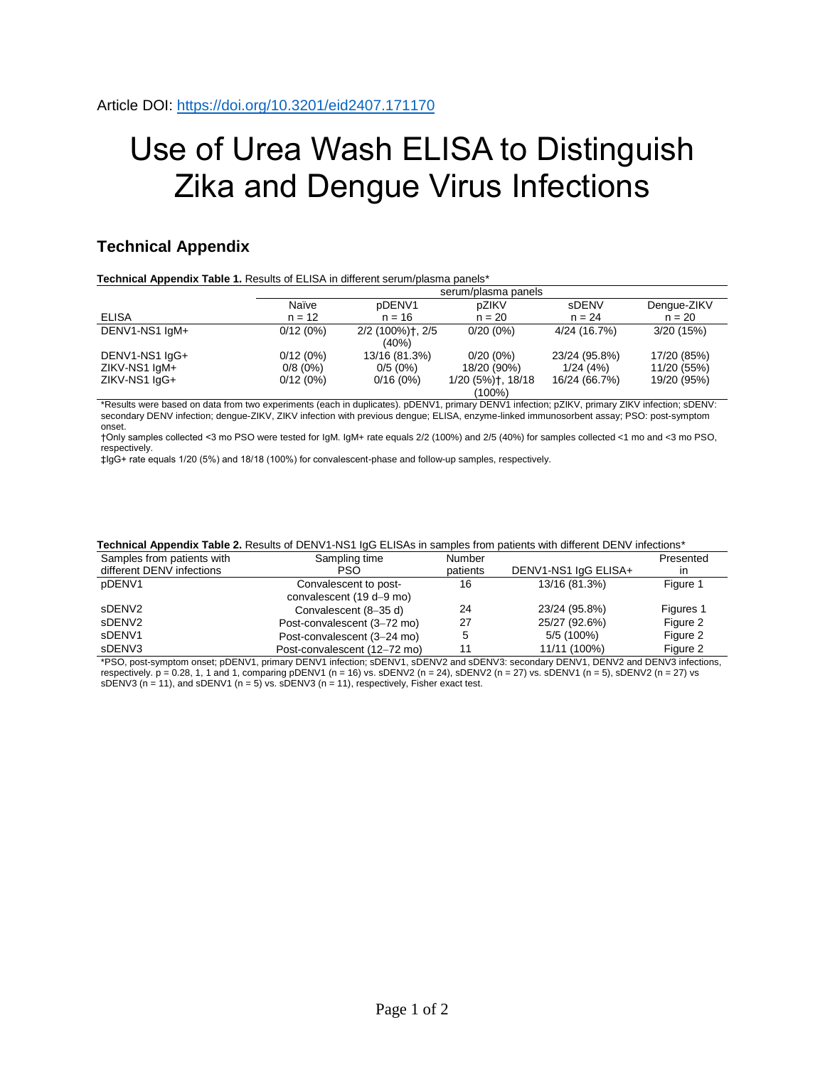Article DOI: https://doi.org/10.3201/eid2407.171170

# Use of Urea Wash ELISA to Distinguish Zika and Dengue Virus Infections

## Technical Appendix

**Technical Appendix Table 1.** Results of ELISA in different serum/plasma panels*

| | serum/plasma panels | | | | |
|---|---|---|---|---|---|
| ELISA | Naïve n = 12 | pDENV1 n = 16 | pZIKV n = 20 | sDENV n = 24 | Dengue-ZIKV n = 20 |
| DENV1-NS1 IgM+ | 0/12 (0%) | 2/2 (100%)†, 2/5 (40%) | 0/20 (0%) | 4/24 (16.7%) | 3/20 (15%) |
| DENV1-NS1 IgG+ | 0/12 (0%) | 13/16 (81.3%) | 0/20 (0%) | 23/24 (95.8%) | 17/20 (85%) |
| ZIKV-NS1 IgM+ | 0/8 (0%) | 0/5 (0%) | 18/20 (90%) | 1/24 (4%) | 11/20 (55%) |
| ZIKV-NS1 IgG+ | 0/12 (0%) | 0/16 (0%) | 1/20 (5%)†, 18/18 (100%) | 16/24 (66.7%) | 19/20 (95%) |

*Results were based on data from two experiments (each in duplicates). pDENV1, primary DENV1 infection; pZIKV, primary ZIKV infection; sDENV: secondary DENV infection; dengue-ZIKV, ZIKV infection with previous dengue; ELISA, enzyme-linked immunosorbent assay; PSO: post-symptom onset.

†Only samples collected <3 mo PSO were tested for IgM. IgM+ rate equals 2/2 (100%) and 2/5 (40%) for samples collected <1 mo and <3 mo PSO, respectively.

‡IgG+ rate equals 1/20 (5%) and 18/18 (100%) for convalescent-phase and follow-up samples, respectively.

**Technical Appendix Table 2.** Results of DENV1-NS1 IgG ELISAs in samples from patients with different DENV infections*

| Samples from patients with different DENV infections | Sampling time PSO | Number patients | DENV1-NS1 IgG ELISA+ | Presented in |
|---|---|---|---|---|
| pDENV1 | Convalescent to post-convalescent (19 d–9 mo) | 16 | 13/16 (81.3%) | Figure 1 |
| sDENV2 | Convalescent (8–35 d) | 24 | 23/24 (95.8%) | Figures 1 |
| sDENV2 | Post-convalescent (3–72 mo) | 27 | 25/27 (92.6%) | Figure 2 |
| sDENV1 | Post-convalescent (3–24 mo) | 5 | 5/5 (100%) | Figure 2 |
| sDENV3 | Post-convalescent (12–72 mo) | 11 | 11/11 (100%) | Figure 2 |

*PSO, post-symptom onset; pDENV1, primary DENV1 infection; sDENV1, sDENV2 and sDENV3: secondary DENV1, DENV2 and DENV3 infections, respectively. p = 0.28, 1, 1 and 1, comparing pDENV1 (n = 16) vs. sDENV2 (n = 24), sDENV2 (n = 27) vs. sDENV1 (n = 5), sDENV2 (n = 27) vs sDENV3 (n = 11), and sDENV1 (n = 5) vs. sDENV3 (n = 11), respectively, Fisher exact test.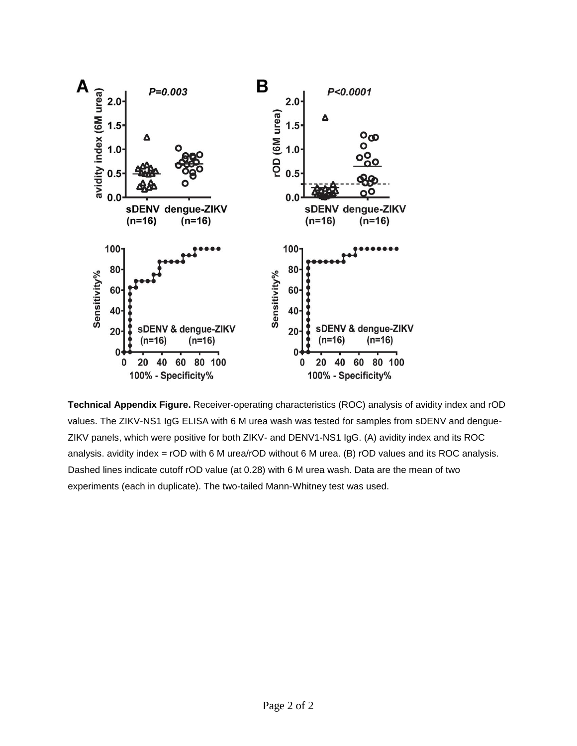A

P=0.003

avidity index (6M urea)

2.0

1.5

1.0

0.5

0.0

sDENV (n=16)

dengue-ZIKV (n=16)

B

P<0.0001

rOD (6M urea)

2.0

1.5

1.0

0.5

0.0

sDENV (n=16)

dengue-ZIKV (n=16)

Sensitivity%

100

80

60

40

20

0

0 20 40 60 80 100

100% - Specificity%

sDENV & dengue-ZIKV

(n=16) (n=16)

Sensitivity%

100

80

60

40

20

0

0 20 40 60 80 100

100% - Specificity%

sDENV & dengue-ZIKV

(n=16) (n=16)

**Technical Appendix Figure.** Receiver-operating characteristics (ROC) analysis of avidity index and rOD values. The ZIKV-NS1 IgG ELISA with 6 M urea wash was tested for samples from sDENV and dengue-ZIKV panels, which were positive for both ZIKV- and DENV1-NS1 IgG. (A) avidity index and its ROC analysis. avidity index = rOD with 6 M urea/rOD without 6 M urea. (B) rOD values and its ROC analysis. Dashed lines indicate cutoff rOD value (at 0.28) with 6 M urea wash. Data are the mean of two experiments (each in duplicate). The two-tailed Mann-Whitney test was used.